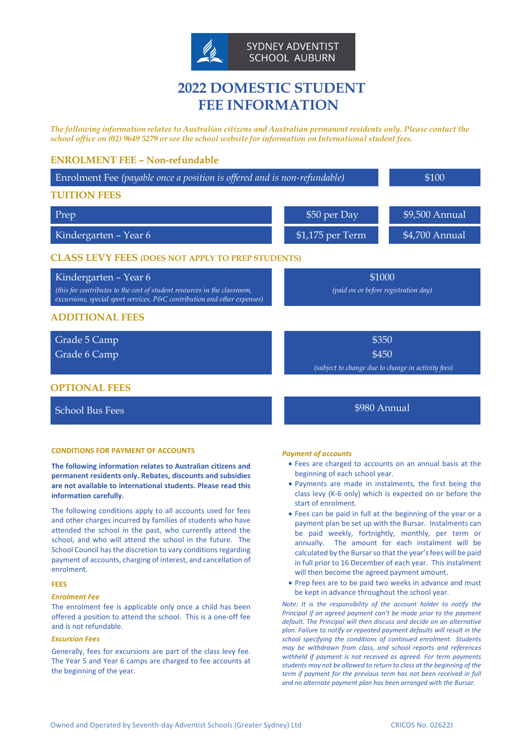SYDNEY ADVENTIST SCHOOL AUBURN

# 2022 DOMESTIC STUDENT FEE INFORMATION

*The following information relates to Australian citizens and Australian permanent residents only. Please contact the school office on (02) 9649 5279 or see the school website for information on International student fees.*

## ENROLMENT FEE – Non-refundable

| | |
|---|---|
| Enrolment Fee *(payable once a position is offered and is non-refundable)* | $100 |

## TUITION FEES

| | | |
|---|---|---|
| Prep | $50 per Day | $9,500 Annual |
| Kindergarten – Year 6 | $1,175 per Term | $4,700 Annual |

## CLASS LEVY FEES (DOES NOT APPLY TO PREP STUDENTS)

| | |
|---|---|
| Kindergarten – Year 6 *(this fee contributes to the cost of student resources in the classroom, excursions, special sport services, P&C contribution and other expenses)* | $1000 *(paid on or before registration day)* |

## ADDITIONAL FEES

| | |
|---|---|
| Grade 5 Camp | $350 |
| Grade 6 Camp | $450 *(subject to change due to change in activity fees)* |

## OPTIONAL FEES

| | |
|---|---|
| School Bus Fees | $980 Annual |

### CONDITIONS FOR PAYMENT OF ACCOUNTS

**The following information relates to Australian citizens and permanent residents only. Rebates, discounts and subsidies are not available to international students. Please read this information carefully.**

The following conditions apply to all accounts used for fees and other charges incurred by families of students who have attended the school in the past, who currently attend the school, and who will attend the school in the future. The School Council has the discretion to vary conditions regarding payment of accounts, charging of interest, and cancellation of enrolment.

#### FEES

***Enrolment Fee***

The enrolment fee is applicable only once a child has been offered a position to attend the school. This is a one-off fee and is not refundable.

***Excursion Fees***

Generally, fees for excursions are part of the class levy fee. The Year 5 and Year 6 camps are charged to fee accounts at the beginning of the year.

***Payment of accounts***

- Fees are charged to accounts on an annual basis at the beginning of each school year.
- Payments are made in instalments, the first being the class levy (K-6 only) which is expected on or before the start of enrolment.
- Fees can be paid in full at the beginning of the year or a payment plan be set up with the Bursar. Instalments can be paid weekly, fortnightly, monthly, per term or annually. The amount for each instalment will be calculated by the Bursar so that the year's fees will be paid in full prior to 16 December of each year. This instalment will then become the agreed payment amount.
- Prep fees are to be paid two weeks in advance and must be kept in advance throughout the school year.

*Note: It is the responsibility of the account holder to notify the Principal if an agreed payment can't be made prior to the payment default. The Principal will then discuss and decide on an alternative plan. Failure to notify or repeated payment defaults will result in the school specifying the conditions of continued enrolment. Students may be withdrawn from class, and school reports and references withheld if payment is not received as agreed. For term payments students may not be allowed to return to class at the beginning of the term if payment for the previous term has not been received in full and no alternate payment plan has been arranged with the Bursar.*

Owned and Operated by Seventh-day Adventist Schools (Greater Sydney) Ltd CRICOS No. 02622J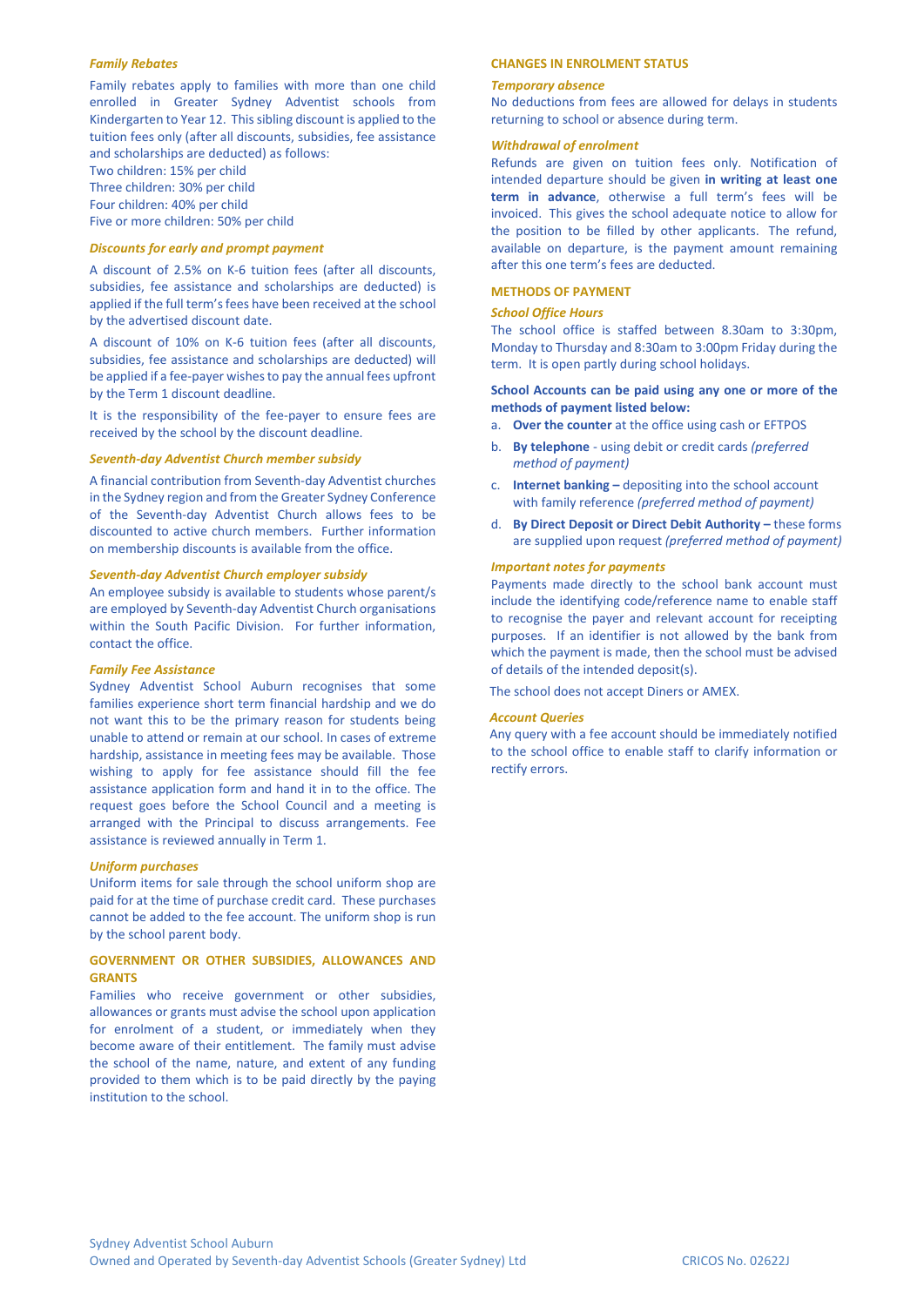### *Family Rebates*

Family rebates apply to families with more than one child enrolled in Greater Sydney Adventist schools from Kindergarten to Year 12. This sibling discount is applied to the tuition fees only (after all discounts, subsidies, fee assistance and scholarships are deducted) as follows:
Two children: 15% per child
Three children: 30% per child
Four children: 40% per child
Five or more children: 50% per child

### *Discounts for early and prompt payment*

A discount of 2.5% on K-6 tuition fees (after all discounts, subsidies, fee assistance and scholarships are deducted) is applied if the full term's fees have been received at the school by the advertised discount date.

A discount of 10% on K-6 tuition fees (after all discounts, subsidies, fee assistance and scholarships are deducted) will be applied if a fee-payer wishes to pay the annual fees upfront by the Term 1 discount deadline.

It is the responsibility of the fee-payer to ensure fees are received by the school by the discount deadline.

### *Seventh-day Adventist Church member subsidy*

A financial contribution from Seventh-day Adventist churches in the Sydney region and from the Greater Sydney Conference of the Seventh-day Adventist Church allows fees to be discounted to active church members. Further information on membership discounts is available from the office.

### *Seventh-day Adventist Church employer subsidy*

An employee subsidy is available to students whose parent/s are employed by Seventh-day Adventist Church organisations within the South Pacific Division. For further information, contact the office.

### *Family Fee Assistance*

Sydney Adventist School Auburn recognises that some families experience short term financial hardship and we do not want this to be the primary reason for students being unable to attend or remain at our school. In cases of extreme hardship, assistance in meeting fees may be available. Those wishing to apply for fee assistance should fill the fee assistance application form and hand it in to the office. The request goes before the School Council and a meeting is arranged with the Principal to discuss arrangements. Fee assistance is reviewed annually in Term 1.

### *Uniform purchases*

Uniform items for sale through the school uniform shop are paid for at the time of purchase credit card. These purchases cannot be added to the fee account. The uniform shop is run by the school parent body.

## GOVERNMENT OR OTHER SUBSIDIES, ALLOWANCES AND GRANTS

Families who receive government or other subsidies, allowances or grants must advise the school upon application for enrolment of a student, or immediately when they become aware of their entitlement. The family must advise the school of the name, nature, and extent of any funding provided to them which is to be paid directly by the paying institution to the school.

## CHANGES IN ENROLMENT STATUS

### *Temporary absence*

No deductions from fees are allowed for delays in students returning to school or absence during term.

### *Withdrawal of enrolment*

Refunds are given on tuition fees only. Notification of intended departure should be given **in writing at least one term in advance**, otherwise a full term's fees will be invoiced. This gives the school adequate notice to allow for the position to be filled by other applicants. The refund, available on departure, is the payment amount remaining after this one term's fees are deducted.

## METHODS OF PAYMENT

### *School Office Hours*

The school office is staffed between 8.30am to 3:30pm, Monday to Thursday and 8:30am to 3:00pm Friday during the term. It is open partly during school holidays.

**School Accounts can be paid using any one or more of the methods of payment listed below:**

a. **Over the counter** at the office using cash or EFTPOS
b. **By telephone** - using debit or credit cards *(preferred method of payment)*
c. **Internet banking –** depositing into the school account with family reference *(preferred method of payment)*
d. **By Direct Deposit or Direct Debit Authority –** these forms are supplied upon request *(preferred method of payment)*

### *Important notes for payments*

Payments made directly to the school bank account must include the identifying code/reference name to enable staff to recognise the payer and relevant account for receipting purposes. If an identifier is not allowed by the bank from which the payment is made, then the school must be advised of details of the intended deposit(s).

The school does not accept Diners or AMEX.

### *Account Queries*

Any query with a fee account should be immediately notified to the school office to enable staff to clarify information or rectify errors.